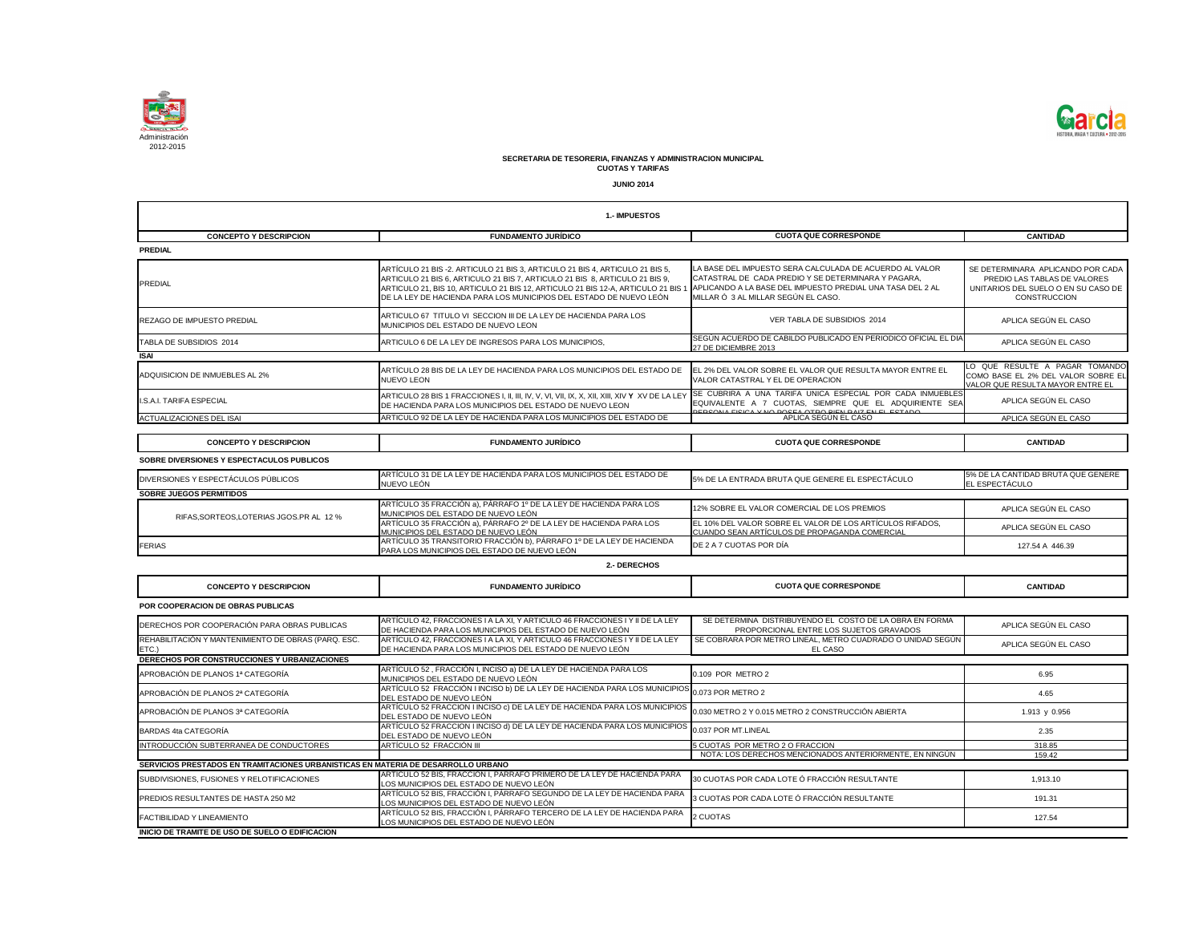Administración 2012-2015

**SECRETARIA DE TESORERIA, FINANZAS Y ADMINISTRACION MUNICIPAL**
**CUOTAS Y TARIFAS**

**JUNIO 2014**

## 1.- IMPUESTOS

| CONCEPTO Y DESCRIPCION | FUNDAMENTO JURÍDICO | CUOTA QUE CORRESPONDE | CANTIDAD |
|---|---|---|---|
| **PREDIAL** | | | |
| PREDIAL | ARTÍCULO 21 BIS -2. ARTICULO 21 BIS 3, ARTICULO 21 BIS 4, ARTICULO 21 BIS 5, ARTICULO 21 BIS 6, ARTICULO 21 BIS 7, ARTICULO 21 BIS 8, ARTICULO 21 BIS 9, ARTICULO 21, BIS 10, ARTICULO 21 BIS 12, ARTICULO 21 BIS 12-A, ARTICULO 21 BIS 1 DE LA LEY DE HACIENDA PARA LOS MUNICIPIOS DEL ESTADO DE NUEVO LEÓN | LA BASE DEL IMPUESTO SERA CALCULADA DE ACUERDO AL VALOR CATASTRAL DE CADA PREDIO Y SE DETERMINARA Y PAGARA, APLICANDO A LA BASE DEL IMPUESTO PREDIAL UNA TASA DEL 2 AL MILLAR Ó 3 AL MILLAR SEGÚN EL CASO. | SE DETERMINARA APLICANDO POR CADA PREDIO LAS TABLAS DE VALORES UNITARIOS DEL SUELO O EN SU CASO DE CONSTRUCCION |
| REZAGO DE IMPUESTO PREDIAL | ARTICULO 67 TITULO VI SECCION III DE LA LEY DE HACIENDA PARA LOS MUNICIPIOS DEL ESTADO DE NUEVO LEON | VER TABLA DE SUBSIDIOS 2014 | APLICA SEGÚN EL CASO |
| TABLA DE SUBSIDIOS 2014 | ARTICULO 6 DE LA LEY DE INGRESOS PARA LOS MUNICIPIOS, | SEGÚN ACUERDO DE CABILDO PUBLICADO EN PERIODICO OFICIAL EL DIA 27 DE DICIEMBRE 2013 | APLICA SEGÚN EL CASO |
| **ISAI** | | | |
| ADQUISICION DE INMUEBLES AL 2% | ARTÍCULO 28 BIS DE LA LEY DE HACIENDA PARA LOS MUNICIPIOS DEL ESTADO DE NUEVO LEON | EL 2% DEL VALOR SOBRE EL VALOR QUE RESULTA MAYOR ENTRE EL VALOR CATASTRAL Y EL DE OPERACION | LO QUE RESULTE A PAGAR TOMANDO COMO BASE EL 2% DEL VALOR SOBRE EL VALOR QUE RESULTA MAYOR ENTRE EL |
| I.S.A.I. TARIFA ESPECIAL | ARTICULO 28 BIS 1 FRACCIONES I, II, III, IV, V, VI, VII, IX, X, XII, XIII, XIV Y XV DE LA LEY DE HACIENDA PARA LOS MUNICIPIOS DEL ESTADO DE NUEVO LEON | SE CUBRIRA A UNA TARIFA UNICA ESPECIAL POR CADA INMUEBLES EQUIVALENTE A 7 CUOTAS, SIEMPRE QUE EL ADQUIRIENTE SEA PERSONA FISICA Y NO POSEA OTRO BIEN RAIZ EN EL ESTADO | APLICA SEGÚN EL CASO |
| ACTUALIZACIONES DEL ISAI | ARTICULO 92 DE LA LEY DE HACIENDA PARA LOS MUNICIPIOS DEL ESTADO DE | APLICA SEGÚN EL CASO | APLICA SEGÚN EL CASO |

| CONCEPTO Y DESCRIPCION | FUNDAMENTO JURÍDICO | CUOTA QUE CORRESPONDE | CANTIDAD |
|---|---|---|---|
| **SOBRE DIVERSIONES Y ESPECTACULOS PUBLICOS** | | | |
| DIVERSIONES Y ESPECTÁCULOS PÚBLICOS | ARTÍCULO 31 DE LA LEY DE HACIENDA PARA LOS MUNICIPIOS DEL ESTADO DE NUEVO LEÓN | 5% DE LA ENTRADA BRUTA QUE GENERE EL ESPECTÁCULO | 5% DE LA CANTIDAD BRUTA QUE GENERE EL ESPECTÁCULO |
| **SOBRE JUEGOS PERMITIDOS** | | | |
| RIFAS,SORTEOS,LOTERIAS JGOS.PR AL 12 % | ARTÍCULO 35 FRACCIÓN a), PÁRRAFO 1º DE LA LEY DE HACIENDA PARA LOS MUNICIPIOS DEL ESTADO DE NUEVO LEÓN | 12% SOBRE EL VALOR COMERCIAL DE LOS PREMIOS | APLICA SEGÚN EL CASO |
| | ARTÍCULO 35 FRACCIÓN a), PÁRRAFO 2º DE LA LEY DE HACIENDA PARA LOS MUNICIPIOS DEL ESTADO DE NUEVO LEÓN | EL 10% DEL VALOR SOBRE EL VALOR DE LOS ARTÍCULOS RIFADOS, CUANDO SEAN ARTÍCULOS DE PROPAGANDA COMERCIAL | APLICA SEGÚN EL CASO |
| FERIAS | ARTÍCULO 35 TRANSITORIO FRACCIÓN b), PÁRRAFO 1º DE LA LEY DE HACIENDA PARA LOS MUNICIPIOS DEL ESTADO DE NUEVO LEÓN | DE 2 A 7 CUOTAS POR DÍA | 127.54 A 446.39 |

## 2.- DERECHOS

| CONCEPTO Y DESCRIPCION | FUNDAMENTO JURÍDICO | CUOTA QUE CORRESPONDE | CANTIDAD |
|---|---|---|---|
| **POR COOPERACION DE OBRAS PUBLICAS** | | | |
| DERECHOS POR COOPERACIÓN PARA OBRAS PUBLICAS | ARTÍCULO 42, FRACCIONES I A LA XI, Y ARTICULO 46 FRACCIONES I Y II DE LA LEY DE HACIENDA PARA LOS MUNICIPIOS DEL ESTADO DE NUEVO LEÓN | SE DETERMINA DISTRIBUYENDO EL COSTO DE LA OBRA EN FORMA PROPORCIONAL ENTRE LOS SUJETOS GRAVADOS | APLICA SEGÚN EL CASO |
| REHABILITACIÓN Y MANTENIMIENTO DE OBRAS (PARQ. ESC. ETC.) | ARTÍCULO 42, FRACCIONES I A LA XI, Y ARTICULO 46 FRACCIONES I Y II DE LA LEY DE HACIENDA PARA LOS MUNICIPIOS DEL ESTADO DE NUEVO LEÓN | SE COBRARA POR METRO LINEAL, METRO CUADRADO O UNIDAD SEGÚN EL CASO | APLICA SEGÚN EL CASO |
| **DERECHOS POR CONSTRUCCIONES Y URBANIZACIONES** | | | |
| APROBACIÓN DE PLANOS 1ª CATEGORÍA | ARTÍCULO 52 , FRACCIÓN I, INCISO a) DE LA LEY DE HACIENDA PARA LOS MUNICIPIOS DEL ESTADO DE NUEVO LEÓN | 0.109 POR METRO 2 | 6.95 |
| APROBACIÓN DE PLANOS 2ª CATEGORÍA | ARTÍCULO 52 FRACCIÓN I INCISO b) DE LA LEY DE HACIENDA PARA LOS MUNICIPIOS DEL ESTADO DE NUEVO LEÓN | 0.073 POR METRO 2 | 4.65 |
| APROBACIÓN DE PLANOS 3ª CATEGORÍA | ARTÍCULO 52 FRACCION I INCISO c) DE LA LEY DE HACIENDA PARA LOS MUNICIPIOS DEL ESTADO DE NUEVO LEÓN | 0.030 METRO 2 Y 0.015 METRO 2 CONSTRUCCIÓN ABIERTA | 1.913 y 0.956 |
| BARDAS 4ta CATEGORÍA | ARTÍCULO 52 FRACCION I INCISO d) DE LA LEY DE HACIENDA PARA LOS MUNICIPIOS DEL ESTADO DE NUEVO LEÓN | 0.037 POR MT.LINEAL | 2.35 |
| INTRODUCCIÓN SUBTERRANEA DE CONDUCTORES | ARTÍCULO 52 FRACCIÓN III | 5 CUOTAS POR METRO 2 O FRACCION | 318.85 |
| | | NOTA: LOS DERECHOS MENCIONADOS ANTERIORMENTE, EN NINGÚN | 159.42 |
| **SERVICIOS PRESTADOS EN TRAMITACIONES URBANISTICAS EN MATERIA DE DESARROLLO URBANO** | | | |
| SUBDIVISIONES, FUSIONES Y RELOTIFICACIONES | ARTÍCULO 52 BIS, FRACCIÓN I, PÁRRAFO PRIMERO DE LA LEY DE HACIENDA PARA LOS MUNICIPIOS DEL ESTADO DE NUEVO LEÓN | 30 CUOTAS POR CADA LOTE Ó FRACCIÓN RESULTANTE | 1,913.10 |
| PREDIOS RESULTANTES DE HASTA 250 M2 | ARTÍCULO 52 BIS, FRACCIÓN I, PÁRRAFO SEGUNDO DE LA LEY DE HACIENDA PARA LOS MUNICIPIOS DEL ESTADO DE NUEVO LEÓN | 3 CUOTAS POR CADA LOTE Ó FRACCIÓN RESULTANTE | 191.31 |
| FACTIBILIDAD Y LINEAMIENTO | ARTÍCULO 52 BIS, FRACCIÓN I, PÁRRAFO TERCERO DE LA LEY DE HACIENDA PARA LOS MUNICIPIOS DEL ESTADO DE NUEVO LEÓN | 2 CUOTAS | 127.54 |
| **INICIO DE TRAMITE DE USO DE SUELO O EDIFICACION** | | | |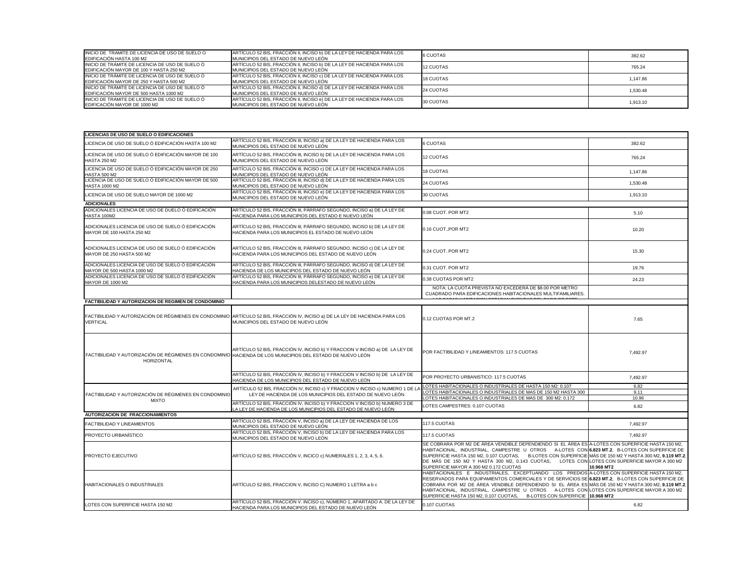| | | | |
|---|---|---|---|
| INICIO DE TRAMITE DE LICENCIA DE USO DE SUELO O EDIFICACIÓN HASTA 100 M2 | ARTÍCULO 52 BIS, FRACCIÓN II, INCISO b) DE LA LEY DE HACIENDA PARA LOS MUNICIPIOS DEL ESTADO DE NUEVO LEÓN | 6 CUOTAS | 382.62 |
| INICIO DE TRÁMITE DE LICENCIA DE USO DE SUELO Ó EDIFICACIÓN MAYOR DE 100 Y HASTA 250 M2 | ARTÍCULO 52 BIS, FRACCIÓN II, INCISO b) DE LA LEY DE HACIENDA PARA LOS MUNICIPIOS DEL ESTADO DE NUEVO LEÓN | 12 CUOTAS | 765.24 |
| INICIO DE TRÁMITE DE LICENCIA DE USO DE SUELO Ó EDIFICACIÓN MAYOR DE 250 Y HASTA 500 M2 | ARTÍCULO 52 BIS, FRACCIÓN II, INCISO c) DE LA LEY DE HACIENDA PARA LOS MUNICIPIOS DEL ESTADO DE NUEVO LEÓN | 18 CUOTAS | 1,147.86 |
| INICIO DE TRÁMITE DE LICENCIA DE USO DE SUELO Ó EDIFICACIÓN MAYOR DE 500 HASTA 1000 M2 | ARTÍCULO 52 BIS, FRACCIÓN II, INCISO d) DE LA LEY DE HACIENDA PARA LOS MUNICIPIOS DEL ESTADO DE NUEVO LEÓN | 24 CUOTAS | 1,530.48 |
| INICIO DE TRÁMITE DE LICENCIA DE USO DE SUELO Ó EDIFICACIÓN MAYOR DE 1000 M2 | ARTÍCULO 52 BIS, FRACCIÓN II, INCISO e) DE LA LEY DE HACIENDA PARA LOS MUNICIPIOS DEL ESTADO DE NUEVO LEÓN | 30 CUOTAS | 1,913.10 |

| **LICENCIAS DE USO DE SUELO O EDIFICACIONES** | | | |
|---|---|---|---|
| LICENCIA DE USO DE SUELO Ó EDIFICACIÓN HASTA 100 M2 | ARTÍCULO 52 BIS, FRACCIÓN III, INCISO a) DE LA LEY DE HACIENDA PARA LOS MUNICIPIOS DEL ESTADO DE NUEVO LEÓN | 6 CUOTAS | 382.62 |
| LICENCIA DE USO DE SUELO Ó EDIFICACIÓN MAYOR DE 100 HASTA 250 M2 | ARTÍCULO 52 BIS, FRACCIÓN III, INCISO b) DE LA LEY DE HACIENDA PARA LOS MUNICIPIOS DEL ESTADO DE NUEVO LEÓN | 12 CUOTAS | 765.24 |
| LICENCIA DE USO DE SUELO Ó EDIFICACIÓN MAYOR DE 250 HASTA 500 M2 | ARTÍCULO 52 BIS, FRACCIÓN III, INCISO c) DE LA LEY DE HACIENDA PARA LOS MUNICIPIOS DEL ESTADO DE NUEVO LEÓN | 18 CUOTAS | 1,147.86 |
| LICENCIA DE USO DE SUELO Ó EDIFICACIÓN MAYOR DE 500 HASTA 1000 M2 | ARTÍCULO 52 BIS, FRACCIÓN III, INCISO d) DE LA LEY DE HACIENDA PARA LOS MUNICIPIOS DEL ESTADO DE NUEVO LEÓN | 24 CUOTAS | 1,530.48 |
| LICENCIA DE USO DE SUELO MAYOR DE 1000 M2 | ARTÍCULO 52 BIS, FRACCIÓN III, INCISO e) DE LA LEY DE HACIENDA PARA LOS MUNICIPIOS DEL ESTADO DE NUEVO LEÓN | 30 CUOTAS | 1,913.10 |
| **ADICIONALES** | | | |
| ADICIONALES LICENCIA DE USO DE DUELO Ó EDIFICACIÓN HASTA 100M2 | ARTÍCULO 52 BIS, FRACCIÓN III, PÁRRAFO SEGUNDO, INCISO a) DE LA LEY DE HACIENDA PARA LOS MUNICIPIOS DEL ESTADO E NUEVO LEÓN | 0.08 CUOT. POR MT2 | 5.10 |
| ADICIONALES LICENCIA DE USO DE SUELO Ó EDIFICACIÓN MAYOR DE 100 HASTA 250 M2 | ARTÍCULO 52 BIS, FRACCIÓN III, PÁRRAFO SEGUNDO, INCISO b) DE LA LEY DE HACIENDA PARA LOS MUNICIPIOS EL ESTADO DE NUEVO LEÓN | 0.16 CUOT.,POR MT2 | 10.20 |
| ADICIONALES LICENCIA DE USO DE SUELO Ó EDIFICACIÓN MAYOR DE 250 HASTA 500 M2 | ARTÍCULO 52 BIS, FRACCIÓN III, PÁRRAFO SEGUNDO, INCISO c) DE LA LEY DE HACIENDA PARA LOS MUNICIPIOS DEL ESTADO DE NUEVO LEÓN | 0.24 CUOT. POR MT2 | 15.30 |
| ADICIONALES LICENCIA DE USO DE SUELO Ó EDIFICACIÓN MAYOR DE 500 HASTA 1000 M2 | ARTÍCULO 52 BIS, FRACCIÓN III, PÁRRAFO SEGUNDO, INCISO d) DE LA LEY DE HACIENDA DE LOS MUNICIPIOS DEL ESTADO DE NUEVO LEÓN | 0.31 CUOT. POR MT2 | 19.76 |
| ADICIONALES LICENCIA DE USO DE SUELO Ó EDIFICACIÓN MAYOR DE 1000 M2 | ARTÍCULO 52 BIS, FRACCIÓN III, PÁRRAFO SEGUNDO, INCISO e) DE LA LEY DE HACIENDA PARA LOS MUNICIPIOS DELESTADO DE NUEVO LEÓN | 0.38 CUOTAS POR MT2 | 24.23 |
| | | NOTA: LA CUOTA PREVISTA NO EXCEDERÁ DE $8.00 POR METRO CUADRADO PARA EDIFICACIONES HABITACIONALES MULTIFAMILIARES. | |
| **FACTIBILIDAD Y AUTORIZACION DE REGIMEN DE CONDOMINIO** | | | |
| FACTIBILIDAD Y AUTORIZACIÓN DE RÉGIMENES EN CONDOMINIO VERTICAL | ARTÍCULO 52 BIS, FRACCIÓN IV, INCISO a) DE LA LEY DE HACIENDA PARA LOS MUNICIPIOS DEL ESTADO DE NUEVO LEÓN | 0.12 CUOTAS POR MT.2 | 7.65 |
| FACTIBILIDAD Y AUTORIZACIÓN DE RÉGIMENES EN CONDOMINIO HORIZONTAL | ARTÍCULO 52 BIS, FRACCIÓN IV, INCISO b) Y FRACCION V INCISO a) DE LA LEY DE HACIENDA DE LOS MUNICIPIOS DEL ESTADO DE NUEVO LEÓN | POR FACTIBILIDAD Y LINEAMIENTOS: 117.5 CUOTAS | 7,492.97 |
| | ARTÍCULO 52 BIS, FRACCIÓN IV, INCISO b) Y FRACCION V INCISO b) DE LA LEY DE HACIENDA DE LOS MUNICIPIOS DEL ESTADO DE NUEVO LEÓN | POR PROYECTO URBANISTICO: 117.5 CUOTAS | 7,492.97 |
| FACTIBILIDAD Y AUTORIZACIÓN DE RÉGIMENES EN CONDOMINIO MIXTO | ARTÍCULO 52 BIS, FRACCIÓN IV, INCISO c) Y FRACCION V INCISO c) NUMERO 1 DE LA LEY DE HACIENDA DE LOS MUNICIPIOS DEL ESTADO DE NUEVO LEÓN | LOTES HABITACIONALES O INDUSTRIALES DE HASTA 150 M2: 0.107 | 6.82 |
| | | LOTES HABITACIONALES O INDUSTRIALES DE MAS DE 150 M2 HASTA 300 | 9.11 |
| | | LOTES HABITACIONALES O INDUSTRIALES DE MAS DE 300 M2: 0.172 | 10.96 |
| | ARTÍCULO 52 BIS, FRACCIÓN IV, INCISO b) Y FRACCION V INCISO b) NUMERO 3 DE LA LEY DE HACIENDA DE LOS MUNICIPIOS DEL ESTADO DE NUEVO LEÓN | LOTES CAMPESTRES: 0.107 CUOTAS | 6.82 |
| **AUTORIZACION DE FRACCIONAMIENTOS** | | | |
| FACTIBILIDAD Y LINEAMIENTOS | ARTÍCULO 52 BIS, FRACCIÓN V, INCISO a) DE LA LEY DE HACIENDA PARA LOS MUNICIPIOS DEL ESTADO DE NUEVO LEÓN | 117.5 CUOTAS | 7,492.97 |
| PROYECTO URBANÍSTICO | ARTÍCULO 52 BIS, FRACCIÓN V, INCISO b) DE LA LEY DE HACIENDA PARA LOS MUNICIPIOS DEL ESTADO DE NUEVO LEÓN | 117.5 CUOTAS | 7,492.97 |
| PROYECTO EJECUTIVO | ARTÍCULO 52 BIS, FRACCIÓN V, INCICO c) NUMERALES 1, 2, 3, 4, 5, 6. | SE COBRARA POR M2 DE ÁREA VENDIBLE DEPENDIENDO SI EL ÁREA ES HABITACIONAL, INDUSTRIAL, CAMPESTRE U OTROS A-LOTES CON SUPERFICIE HASTA 150 M2, 0.107 CUOTAS, B-LOTES CON SUPERFICIE DE MÁS DE 150 M2 Y HASTA 300 M2, 0.143 CUOTAS, LOTES CON SUPERFICIE MAYOR A 300 M2 0.172 CUOTAS | A-LOTES CON SUPERFICIE HASTA 150 M2, **6.823 MT.2**, B-LOTES CON SUPERFICIE DE MÁS DE 150 M2 Y HASTA 300 M2, **9.119 MT.2**, LOTES CON SUPERFICIE MAYOR A 300 M2 **10.968 MT2** |
| HABITACIONALES O INDUSTRIALES | ARTÍCULO 52 BIS, FRACCION V, INCISO C) NUMERO 1 LETRA a b c | HABITACIONALES E INDUSTRIALES, EXCEPTUANDO LOS PREDIOS RESERVADOS PARA EQUIPAMIENTOS COMERCIALES Y DE SERVICIOS:SE COBRARA POR M2 DE ÁREA VENDIBLE DEPENDIENDO SI EL ÁREA ES HABITACIONAL, INDUSTRIAL, CAMPESTRE U OTROS A-LOTES CON SUPERFICIE HASTA 150 M2, 0.107 CUOTAS, B-LOTES CON SUPERFICIE | A-LOTES CON SUPERFICIE HASTA 150 M2, **6.823 MT.2**, B-LOTES CON SUPERFICIE DE MÁS DE 150 M2 Y HASTA 300 M2, **9.119 MT.2**, LOTES CON SUPERFICIE MAYOR A 300 M2 **10.968 MT2** |
| LOTES CON SUPERFICIE HASTA 150 M2 | ARTÍCULO 52 BIS, FRACCIÓN V. INCISO c), NÚMERO 1, APARTADO A. DE LA LEY DE HACIENDA PARA LOS MUNICIPIOS DEL ESTADO DE NUEVO LEÓN | 0.107 CUOTAS | 6.82 |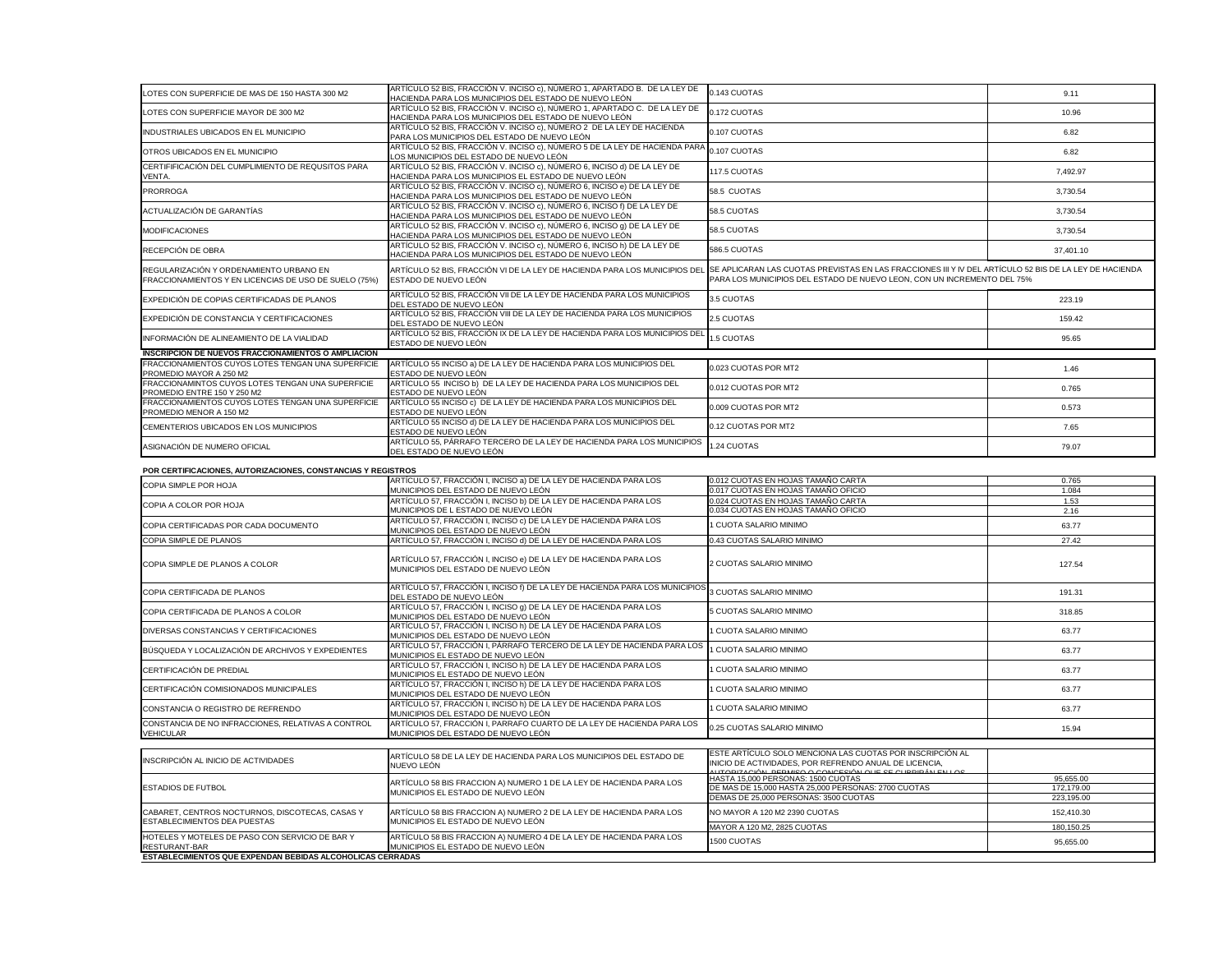| | | | |
|---|---|---|---|
| LOTES CON SUPERFICIE DE MAS DE 150 HASTA 300 M2 | ARTÍCULO 52 BIS, FRACCIÓN V. INCISO c), NÚMERO 1, APARTADO B. DE LA LEY DE HACIENDA PARA LOS MUNICIPIOS DEL ESTADO DE NUEVO LEÓN | 0.143 CUOTAS | 9.11 |
| LOTES CON SUPERFICIE MAYOR DE 300 M2 | ARTÍCULO 52 BIS, FRACCIÓN V. INCISO c), NÚMERO 1, APARTADO C. DE LA LEY DE HACIENDA PARA LOS MUNICIPIOS DEL ESTADO DE NUEVO LEÓN | 0.172 CUOTAS | 10.96 |
| INDUSTRIALES UBICADOS EN EL MUNICIPIO | ARTÍCULO 52 BIS, FRACCIÓN V. INCISO c), NÚMERO 2 DE LA LEY DE HACIENDA PARA LOS MUNICIPIOS DEL ESTADO DE NUEVO LEÓN | 0.107 CUOTAS | 6.82 |
| OTROS UBICADOS EN EL MUNICIPIO | ARTÍCULO 52 BIS, FRACCIÓN V. INCISO c), NÚMERO 5 DE LA LEY DE HACIENDA PARA LOS MUNICIPIOS DEL ESTADO DE NUEVO LEÓN | 0.107 CUOTAS | 6.82 |
| CERTIFIFICACIÓN DEL CUMPLIMIENTO DE REQUSITOS PARA VENTA. | ARTÍCULO 52 BIS, FRACCIÓN V. INCISO c), NÚMERO 6, INCISO d) DE LA LEY DE HACIENDA PARA LOS MUNICIPIOS EL ESTADO DE NUEVO LEÓN | 117.5 CUOTAS | 7,492.97 |
| PRORROGA | ARTÍCULO 52 BIS, FRACCIÓN V. INCISO c), NÚMERO 6, INCISO e) DE LA LEY DE HACIENDA PARA LOS MUNICIPIOS DEL ESTADO DE NUEVO LEÓN | 58.5 CUOTAS | 3,730.54 |
| ACTUALIZACIÓN DE GARANTÍAS | ARTÍCULO 52 BIS, FRACCIÓN V. INCISO c), NÚMERO 6, INCISO f) DE LA LEY DE HACIENDA PARA LOS MUNICIPIOS DEL ESTADO DE NUEVO LEÓN | 58.5 CUOTAS | 3,730.54 |
| MODIFICACIONES | ARTÍCULO 52 BIS, FRACCIÓN V. INCISO c), NÚMERO 6, INCISO g) DE LA LEY DE HACIENDA PARA LOS MUNICIPIOS DEL ESTADO DE NUEVO LEÓN | 58.5 CUOTAS | 3,730.54 |
| RECEPCIÓN DE OBRA | ARTÍCULO 52 BIS, FRACCIÓN V. INCISO c), NÚMERO 6, INCISO h) DE LA LEY DE HACIENDA PARA LOS MUNICIPIOS DEL ESTADO DE NUEVO LEÓN | 586.5 CUOTAS | 37,401.10 |
| REGULARIZACIÓN Y ORDENAMIENTO URBANO EN FRACCIONAMIENTOS Y EN LICENCIAS DE USO DE SUELO (75%) | ARTÍCULO 52 BIS, FRACCIÓN VI DE LA LEY DE HACIENDA PARA LOS MUNICIPIOS DEL ESTADO DE NUEVO LEÓN | SE APLICARAN LAS CUOTAS PREVISTAS EN LAS FRACCIONES III Y IV DEL ARTÍCULO 52 BIS DE LA LEY DE HACIENDA PARA LOS MUNICIPIOS DEL ESTADO DE NUEVO LEON, CON UN INCREMENTO DEL 75% | |
| EXPEDICIÓN DE COPIAS CERTIFICADAS DE PLANOS | ARTÍCULO 52 BIS, FRACCIÓN VII DE LA LEY DE HACIENDA PARA LOS MUNICIPIOS DEL ESTADO DE NUEVO LEÓN | 3.5 CUOTAS | 223.19 |
| EXPEDICIÓN DE CONSTANCIA Y CERTIFICACIONES | ARTÍCULO 52 BIS, FRACCIÓN VIII DE LA LEY DE HACIENDA PARA LOS MUNICIPIOS DEL ESTADO DE NUEVO LEÓN | 2.5 CUOTAS | 159.42 |
| INFORMACIÓN DE ALINEAMIENTO DE LA VIALIDAD | ARTÍCULO 52 BIS, FRACCIÓN IX DE LA LEY DE HACIENDA PARA LOS MUNICIPIOS DEL ESTADO DE NUEVO LEÓN | 1.5 CUOTAS | 95.65 |
| **INSCRIPCION DE NUEVOS FRACCIONAMIENTOS O AMPLIACION** | | | |
| FRACCIONAMIENTOS CUYOS LOTES TENGAN UNA SUPERFICIE PROMEDIO MAYOR A 250 M2 | ARTÍCULO 55 INCISO a) DE LA LEY DE HACIENDA PARA LOS MUNICIPIOS DEL ESTADO DE NUEVO LEÓN | 0.023 CUOTAS POR MT2 | 1.46 |
| FRACCIONAMINTOS CUYOS LOTES TENGAN UNA SUPERFICIE PROMEDIO ENTRE 150 Y 250 M2 | ARTÍCULO 55 INCISO b) DE LA LEY DE HACIENDA PARA LOS MUNICIPIOS DEL ESTADO DE NUEVO LEÓN | 0.012 CUOTAS POR MT2 | 0.765 |
| FRACCIONAMIENTOS CUYOS LOTES TENGAN UNA SUPERFICIE PROMEDIO MENOR A 150 M2 | ARTÍCULO 55 INCISO c) DE LA LEY DE HACIENDA PARA LOS MUNICIPIOS DEL ESTADO DE NUEVO LEÓN | 0.009 CUOTAS POR MT2 | 0.573 |
| CEMENTERIOS UBICADOS EN LOS MUNICIPIOS | ARTÍCULO 55 INCISO d) DE LA LEY DE HACIENDA PARA LOS MUNICIPIOS DEL ESTADO DE NUEVO LEÓN | 0.12 CUOTAS POR MT2 | 7.65 |
| ASIGNACIÓN DE NUMERO OFICIAL | ARTÍCULO 55, PÁRRAFO TERCERO DE LA LEY DE HACIENDA PARA LOS MUNICIPIOS DEL ESTADO DE NUEVO LEÓN | 1.24 CUOTAS | 79.07 |

**POR CERTIFICACIONES, AUTORIZACIONES, CONSTANCIAS Y REGISTROS**

| | | | |
|---|---|---|---|
| COPIA SIMPLE POR HOJA | ARTÍCULO 57, FRACCIÓN I, INCISO a) DE LA LEY DE HACIENDA PARA LOS MUNICIPIOS DEL ESTADO DE NUEVO LEÓN | 0.012 CUOTAS EN HOJAS TAMAÑO CARTA | 0.765 |
| | | 0.017 CUOTAS EN HOJAS TAMAÑO OFICIO | 1.084 |
| COPIA A COLOR POR HOJA | ARTÍCULO 57, FRACCIÓN I, INCISO b) DE LA LEY DE HACIENDA PARA LOS MUNICIPIOS DE L ESTADO DE NUEVO LEÓN | 0.024 CUOTAS EN HOJAS TAMAÑO CARTA | 1.53 |
| | | 0.034 CUOTAS EN HOJAS TAMAÑO OFICIO | 2.16 |
| COPIA CERTIFICADAS POR CADA DOCUMENTO | ARTÍCULO 57, FRACCIÓN I, INCISO c) DE LA LEY DE HACIENDA PARA LOS MUNICIPIOS DEL ESTADO DE NUEVO LEÓN | 1 CUOTA SALARIO MINIMO | 63.77 |
| COPIA SIMPLE DE PLANOS | ARTÍCULO 57, FRACCIÓN I, INCISO d) DE LA LEY DE HACIENDA PARA LOS | 0.43 CUOTAS SALARIO MINIMO | 27.42 |
| COPIA SIMPLE DE PLANOS A COLOR | ARTÍCULO 57, FRACCIÓN I, INCISO e) DE LA LEY DE HACIENDA PARA LOS MUNICIPIOS DEL ESTADO DE NUEVO LEÓN | 2 CUOTAS SALARIO MINIMO | 127.54 |
| COPIA CERTIFICADA DE PLANOS | ARTÍCULO 57, FRACCIÓN I, INCISO f) DE LA LEY DE HACIENDA PARA LOS MUNICIPIOS DEL ESTADO DE NUEVO LEÓN | 3 CUOTAS SALARIO MINIMO | 191.31 |
| COPIA CERTIFICADA DE PLANOS A COLOR | ARTÍCULO 57, FRACCIÓN I, INCISO g) DE LA LEY DE HACIENDA PARA LOS MUNICIPIOS DEL ESTADO DE NUEVO LEÓN | 5 CUOTAS SALARIO MINIMO | 318.85 |
| DIVERSAS CONSTANCIAS Y CERTIFICACIONES | ARTÍCULO 57, FRACCIÓN I, INCISO h) DE LA LEY DE HACIENDA PARA LOS MUNICIPIOS DEL ESTADO DE NUEVO LEÓN | 1 CUOTA SALARIO MINIMO | 63.77 |
| BÚSQUEDA Y LOCALIZACIÓN DE ARCHIVOS Y EXPEDIENTES | ARTÍCULO 57, FRACCIÓN I, PÁRRAFO TERCERO DE LA LEY DE HACIENDA PARA LOS MUNICIPIOS EL ESTADO DE NUEVO LEÓN | 1 CUOTA SALARIO MINIMO | 63.77 |
| CERTIFICACIÓN DE PREDIAL | ARTÍCULO 57, FRACCIÓN I, INCISO h) DE LA LEY DE HACIENDA PARA LOS MUNICIPIOS EL ESTADO DE NUEVO LEÓN | 1 CUOTA SALARIO MINIMO | 63.77 |
| CERTIFICACIÓN COMISIONADOS MUNICIPALES | ARTÍCULO 57, FRACCIÓN I, INCISO h) DE LA LEY DE HACIENDA PARA LOS MUNICIPIOS DEL ESTADO DE NUEVO LEÓN | 1 CUOTA SALARIO MINIMO | 63.77 |
| CONSTANCIA O REGISTRO DE REFRENDO | ARTÍCULO 57, FRACCIÓN I, INCISO h) DE LA LEY DE HACIENDA PARA LOS MUNICIPIOS DEL ESTADO DE NUEVO LEÓN | 1 CUOTA SALARIO MINIMO | 63.77 |
| CONSTANCIA DE NO INFRACCIONES, RELATIVAS A CONTROL VEHICULAR | ARTÍCULO 57, FRACCIÓN I, PARRAFO CUARTO DE LA LEY DE HACIENDA PARA LOS MUNICIPIOS DEL ESTADO DE NUEVO LEÓN | 0.25 CUOTAS SALARIO MINIMO | 15.94 |

| | | | |
|---|---|---|---|
| INSCRIPCIÓN AL INICIO DE ACTIVIDADES | ARTÍCULO 58 DE LA LEY DE HACIENDA PARA LOS MUNICIPIOS DEL ESTADO DE NUEVO LEÓN | ESTE ARTÍCULO SOLO MENCIONA LAS CUOTAS POR INSCRIPCIÓN AL INICIO DE ACTIVIDADES, POR REFRENDO ANUAL DE LICENCIA, AUTORIZACIÓN, PERMISO O CONCESIÓN QUE SE CUBRIRÁN EN LOS | |
| ESTADIOS DE FUTBOL | ARTÍCULO 58 BIS FRACCION A) NUMERO 1 DE LA LEY DE HACIENDA PARA LOS MUNICIPIOS EL ESTADO DE NUEVO LEÓN | HASTA 15,000 PERSONAS: 1500 CUOTAS | 95,655.00 |
| | | DE MAS DE 15,000 HASTA 25,000 PERSONAS: 2700 CUOTAS | 172,179.00 |
| | | DEMAS DE 25,000 PERSONAS: 3500 CUOTAS | 223,195.00 |
| CABARET, CENTROS NOCTURNOS, DISCOTECAS, CASAS Y ESTABLECIMIENTOS DEA PUESTAS | ARTÍCULO 58 BIS FRACCION A) NUMERO 2 DE LA LEY DE HACIENDA PARA LOS MUNICIPIOS EL ESTADO DE NUEVO LEÓN | NO MAYOR A 120 M2 2390 CUOTAS | 152,410.30 |
| | | MAYOR A 120 M2, 2825 CUOTAS | 180,150.25 |
| HOTELES Y MOTELES DE PASO CON SERVICIO DE BAR Y RESTURANT-BAR | ARTÍCULO 58 BIS FRACCION A) NUMERO 4 DE LA LEY DE HACIENDA PARA LOS MUNICIPIOS EL ESTADO DE NUEVO LEÓN | 1500 CUOTAS | 95,655.00 |
| **ESTABLECIMIENTOS QUE EXPENDAN BEBIDAS ALCOHOLICAS CERRADAS** | | | |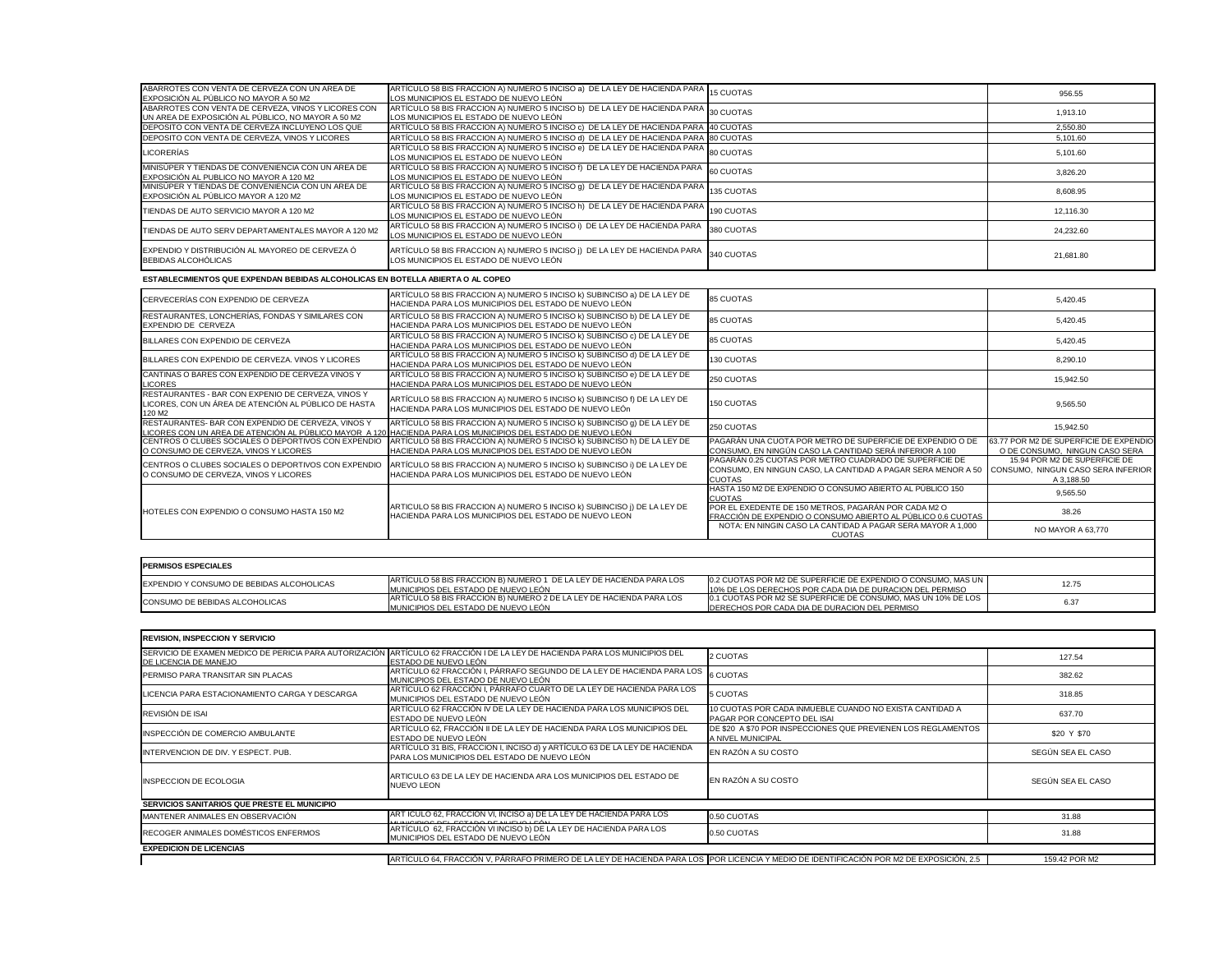| | | | |
|---|---|---|---|
| ABARROTES CON VENTA DE CERVEZA CON UN AREA DE EXPOSICIÓN AL PÚBLICO NO MAYOR A 50 M2 | ARTÍCULO 58 BIS FRACCION A) NUMERO 5 INCISO a) DE LA LEY DE HACIENDA PARA LOS MUNICIPIOS EL ESTADO DE NUEVO LEÓN | 15 CUOTAS | 956.55 |
| ABARROTES CON VENTA DE CERVEZA, VINOS Y LICORES CON UN AREA DE EXPOSICIÓN AL PÚBLICO, NO MAYOR A 50 M2 | ARTÍCULO 58 BIS FRACCION A) NUMERO 5 INCISO b) DE LA LEY DE HACIENDA PARA LOS MUNICIPIOS EL ESTADO DE NUEVO LEÓN | 30 CUOTAS | 1,913.10 |
| DEPOSITO CON VENTA DE CERVEZA INCLUYENDO LOS QUE | ARTÍCULO 58 BIS FRACCION A) NUMERO 5 INCISO c) DE LA LEY DE HACIENDA PARA | 40 CUOTAS | 2,550.80 |
| DEPOSITO CON VENTA DE CERVEZA, VINOS Y LICORES | ARTÍCULO 58 BIS FRACCION A) NUMERO 5 INCISO d) DE LA LEY DE HACIENDA PARA | 80 CUOTAS | 5,101.60 |
| LICORERÍAS | ARTÍCULO 58 BIS FRACCION A) NUMERO 5 INCISO e) DE LA LEY DE HACIENDA PARA LOS MUNICIPIOS EL ESTADO DE NUEVO LEÓN | 80 CUOTAS | 5,101.60 |
| MINISÚPER Y TIENDAS DE CONVENIENCIA CON UN AREA DE EXPOSICIÓN AL PUBLICO NO MAYOR A 120 M2 | ARTÍCULO 58 BIS FRACCION A) NUMERO 5 INCISO f) DE LA LEY DE HACIENDA PARA LOS MUNICIPIOS EL ESTADO DE NUEVO LEÓN | 60 CUOTAS | 3,826.20 |
| MINISÚPER Y TIENDAS DE CONVENIENCIA CON UN AREA DE EXPOSICIÓN AL PÚBLICO MAYOR A 120 M2 | ARTÍCULO 58 BIS FRACCION A) NUMERO 5 INCISO g) DE LA LEY DE HACIENDA PARA LOS MUNICIPIOS EL ESTADO DE NUEVO LEÓN | 135 CUOTAS | 8,608.95 |
| TIENDAS DE AUTO SERVICIO MAYOR A 120 M2 | ARTÍCULO 58 BIS FRACCION A) NUMERO 5 INCISO h) DE LA LEY DE HACIENDA PARA LOS MUNICIPIOS EL ESTADO DE NUEVO LEÓN | 190 CUOTAS | 12,116.30 |
| TIENDAS DE AUTO SERV DEPARTAMENTALES MAYOR A 120 M2 | ARTÍCULO 58 BIS FRACCION A) NUMERO 5 INCISO i) DE LA LEY DE HACIENDA PARA LOS MUNICIPIOS EL ESTADO DE NUEVO LEÓN | 380 CUOTAS | 24,232.60 |
| EXPENDIO Y DISTRIBUCIÓN AL MAYOREO DE CERVEZA Ó BEBIDAS ALCOHÓLICAS | ARTÍCULO 58 BIS FRACCION A) NUMERO 5 INCISO j) DE LA LEY DE HACIENDA PARA LOS MUNICIPIOS EL ESTADO DE NUEVO LEÓN | 340 CUOTAS | 21,681.80 |

**ESTABLECIMIENTOS QUE EXPENDAN BEBIDAS ALCOHOLICAS EN BOTELLA ABIERTA O AL COPEO**

| | | | |
|---|---|---|---|
| CERVECERÍAS CON EXPENDIO DE CERVEZA | ARTÍCULO 58 BIS FRACCION A) NUMERO 5 INCISO k) SUBINCISO a) DE LA LEY DE HACIENDA PARA LOS MUNICIPIOS DEL ESTADO DE NUEVO LEÓN | 85 CUOTAS | 5,420.45 |
| RESTAURANTES, LONCHERÍAS, FONDAS Y SIMILARES CON EXPENDIO DE CERVEZA | ARTÍCULO 58 BIS FRACCION A) NUMERO 5 INCISO k) SUBINCISO b) DE LA LEY DE HACIENDA PARA LOS MUNICIPIOS DEL ESTADO DE NUEVO LEÓN | 85 CUOTAS | 5,420.45 |
| BILLARES CON EXPENDIO DE CERVEZA | ARTÍCULO 58 BIS FRACCION A) NUMERO 5 INCISO k) SUBINCISO c) DE LA LEY DE HACIENDA PARA LOS MUNICIPIOS DEL ESTADO DE NUEVO LEÓN | 85 CUOTAS | 5,420.45 |
| BILLARES CON EXPENDIO DE CERVEZA. VINOS Y LICORES | ARTÍCULO 58 BIS FRACCION A) NUMERO 5 INCISO k) SUBINCISO d) DE LA LEY DE HACIENDA PARA LOS MUNICIPIOS DEL ESTADO DE NUEVO LEÓN | 130 CUOTAS | 8,290.10 |
| CANTINAS O BARES CON EXPENDIO DE CERVEZA VINOS Y LICORES | ARTÍCULO 58 BIS FRACCION A) NUMERO 5 INCISO k) SUBINCISO e) DE LA LEY DE HACIENDA PARA LOS MUNICIPIOS DEL ESTADO DE NUEVO LEÓN | 250 CUOTAS | 15,942.50 |
| RESTAURANTES - BAR CON EXPENIO DE CERVEZA, VINOS Y LICORES, CON UN ÁREA DE ATENCIÓN AL PÚBLICO DE HASTA 120 M2 | ARTÍCULO 58 BIS FRACCION A) NUMERO 5 INCISO k) SUBINCISO f) DE LA LEY DE HACIENDA PARA LOS MUNICIPIOS DEL ESTADO DE NUEVO LEÓn | 150 CUOTAS | 9,565.50 |
| RESTAURANTES- BAR CON EXPENDIO DE CERVEZA, VINOS Y LICORES CON UN AREA DE ATENCIÓN AL PÚBLICO MAYOR A 120 | ARTÍCULO 58 BIS FRACCION A) NUMERO 5 INCISO k) SUBINCISO g) DE LA LEY DE HACIENDA PARA LOS MUNICIPIOS DEL ESTADO DE NUEVO LEÓN | 250 CUOTAS | 15,942.50 |
| CENTROS O CLUBES SOCIALES O DEPORTIVOS CON EXPENDIO O CONSUMO DE CERVEZA, VINOS Y LICORES | ARTÍCULO 58 BIS FRACCION A) NUMERO 5 INCISO k) SUBINCISO h) DE LA LEY DE HACIENDA PARA LOS MUNICIPIOS DEL ESTADO DE NUEVO LEÓN | PAGARÁN UNA CUOTA POR METRO DE SUPERFICIE DE EXPENDIO O DE CONSUMO, EN NINGÚN CASO LA CANTIDAD SERÁ INFERIOR A 100 | 63.77 POR M2 DE SUPERFICIE DE EXPENDIO O DE CONSUMO, NINGUN CASO SERA |
| CENTROS O CLUBES SOCIALES O DEPORTIVOS CON EXPENDIO O CONSUMO DE CERVEZA, VINOS Y LICORES | ARTÍCULO 58 BIS FRACCION A) NUMERO 5 INCISO k) SUBINCISO i) DE LA LEY DE HACIENDA PARA LOS MUNICIPIOS DEL ESTADO DE NUEVO LEÓN | PAGARÁN 0.25 CUOTAS POR METRO CUADRADO DE SUPERFICIE DE CONSUMO, EN NINGUN CASO, LA CANTIDAD A PAGAR SERA MENOR A 50 CUOTAS | 15.94 POR M2 DE SUPERFICIE DE CONSUMO, NINGUN CASO SERA INFERIOR A 3,188.50 |
| HOTELES CON EXPENDIO O CONSUMO HASTA 150 M2 | ARTÍCULO 58 BIS FRACCION A) NUMERO 5 INCISO k) SUBINCISO j) DE LA LEY DE HACIENDA PARA LOS MUNICIPIOS DEL ESTADO DE NUEVO LEON | HASTA 150 M2 DE EXPENDIO O CONSUMO ABIERTO AL PÚBLICO 150 CUOTAS | 9,565.50 |
| | | POR EL EXEDENTE DE 150 METROS, PAGARÁN POR CADA M2 O FRACCIÓN DE EXPENDIO O CONSUMO ABIERTO AL PÚBLICO 0.6 CUOTAS | 38.26 |
| | | NOTA: EN NINGIN CASO LA CANTIDAD A PAGAR SERA MAYOR A 1,000 CUOTAS | NO MAYOR A 63,770 |

| PERMISOS ESPECIALES | | | |
|---|---|---|---|
| EXPENDIO Y CONSUMO DE BEBIDAS ALCOHOLICAS | ARTÍCULO 58 BIS FRACCION B) NUMERO 1 DE LA LEY DE HACIENDA PARA LOS MUNICIPIOS DEL ESTADO DE NUEVO LEÓN | 0.2 CUOTAS POR M2 DE SUPERFICIE DE EXPENDIO O CONSUMO, MAS UN 10% DE LOS DERECHOS POR CADA DIA DE DURACION DEL PERMISO | 12.75 |
| CONSUMO DE BEBIDAS ALCOHOLICAS | ARTÍCULO 58 BIS FRACCION B) NUMERO 2 DE LA LEY DE HACIENDA PARA LOS MUNICIPIOS DEL ESTADO DE NUEVO LEÓN | 0.1 CUOTAS POR M2 SE SUPERFICIE DE CONSUMO, MAS UN 10% DE LOS DERECHOS POR CADA DIA DE DURACION DEL PERMISO | 6.37 |

| REVISION, INSPECCION Y SERVICIO | | | |
|---|---|---|---|
| SERVICIO DE EXAMEN MEDICO DE PERICIA PARA AUTORIZACIÓN DE LICENCIA DE MANEJO | ARTÍCULO 62 FRACCIÓN I DE LA LEY DE HACIENDA PARA LOS MUNICIPIOS DEL ESTADO DE NUEVO LEÓN | 2 CUOTAS | 127.54 |
| PERMISO PARA TRANSITAR SIN PLACAS | ARTÍCULO 62 FRACCIÓN I, PÁRRAFO SEGUNDO DE LA LEY DE HACIENDA PARA LOS MUNICIPIOS DEL ESTADO DE NUEVO LEÓN | 6 CUOTAS | 382.62 |
| LICENCIA PARA ESTACIONAMIENTO CARGA Y DESCARGA | ARTÍCULO 62 FRACCIÓN I, PÁRRAFO CUARTO DE LA LEY DE HACIENDA PARA LOS MUNICIPIOS DEL ESTADO DE NUEVO LEÓN | 5 CUOTAS | 318.85 |
| REVISIÓN DE ISAI | ARTÍCULO 62 FRACCIÓN IV DE LA LEY DE HACIENDA PARA LOS MUNICIPIOS DEL ESTADO DE NUEVO LEÓN | 10 CUOTAS POR CADA INMUEBLE CUANDO NO EXISTA CANTIDAD A PAGAR POR CONCEPTO DEL ISAI | 637.70 |
| INSPECCIÓN DE COMERCIO AMBULANTE | ARTÍCULO 62, FRACCIÓN II DE LA LEY DE HACIENDA PARA LOS MUNICIPIOS DEL ESTADO DE NUEVO LEÓN | DE $20 A $70 POR INSPECCIONES QUE PREVIENEN LOS REGLAMENTOS A NIVEL MUNICIPAL | $20 Y $70 |
| INTERVENCION DE DIV. Y ESPECT. PUB. | ARTÍCULO 31 BIS, FRACCION I, INCISO d) y ARTÍCULO 63 DE LA LEY DE HACIENDA PARA LOS MUNICIPIOS DEL ESTADO DE NUEVO LEÓN | EN RAZÓN A SU COSTO | SEGÚN SEA EL CASO |
| INSPECCION DE ECOLOGIA | ARTICULO 63 DE LA LEY DE HACIENDA ARA LOS MUNICIPIOS DEL ESTADO DE NUEVO LEON | EN RAZÓN A SU COSTO | SEGÚN SEA EL CASO |
| **SERVICIOS SANITARIOS QUE PRESTE EL MUNICIPIO** | | | |
| MANTENER ANIMALES EN OBSERVACIÓN | ARTÍCULO 62, FRACCIÓN VI, INCISO a) DE LA LEY DE HACIENDA PARA LOS MUNICIPIOS DEL ESTADO DE NUEVO LEÓN | 0.50 CUOTAS | 31.88 |
| RECOGER ANIMALES DOMÉSTICOS ENFERMOS | ARTÍCULO 62, FRACCIÓN VI INCISO b) DE LA LEY DE HACIENDA PARA LOS MUNICIPIOS DEL ESTADO DE NUEVO LEÓN | 0.50 CUOTAS | 31.88 |
| **EXPEDICION DE LICENCIAS** | | | |
| | ARTÍCULO 64, FRACCIÓN V, PÁRRAFO PRIMERO DE LA LEY DE HACIENDA PARA LOS | POR LICENCIA Y MEDIO DE IDENTIFICACIÓN POR M2 DE EXPOSICIÓN, 2.5 | 159.42 POR M2 |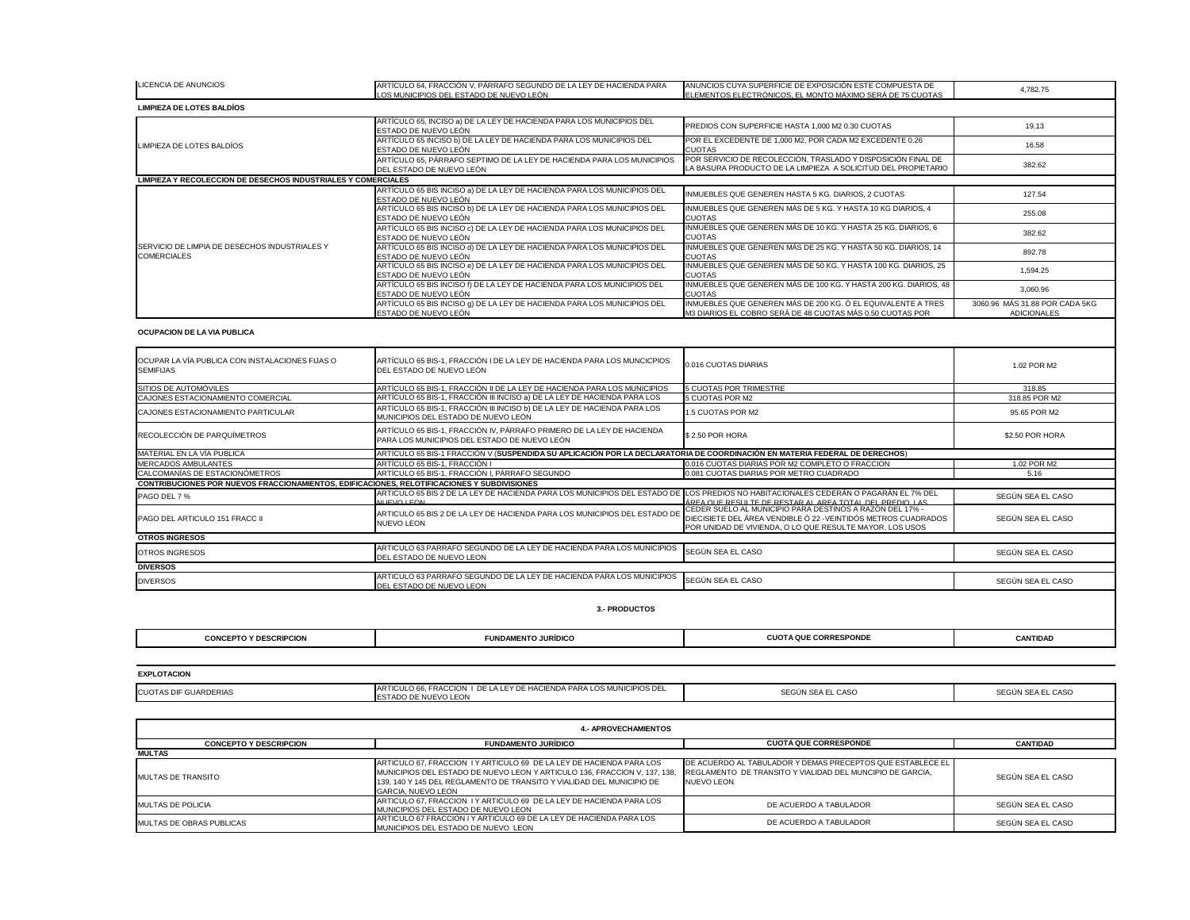| | | | |
|---|---|---|---|
| LICENCIA DE ANUNCIOS | ARTÍCULO 64, FRACCIÓN V, PÁRRAFO SEGUNDO DE LA LEY DE HACIENDA PARA LOS MUNICIPIOS DEL ESTADO DE NUEVO LEÓN | ANUNCIOS CUYA SUPERFICIE DE EXPOSICIÓN ESTE COMPUESTA DE ELEMENTOS ELECTRÓNICOS, EL MONTO MÁXIMO SERÁ DE 75 CUOTAS | 4,782.75 |
| **LIMPIEZA DE LOTES BALDÍOS** | | | |
| LIMPIEZA DE LOTES BALDÍOS | ARTÍCULO 65, INCISO a) DE LA LEY DE HACIENDA PARA LOS MUNICIPIOS DEL ESTADO DE NUEVO LEÓN | PREDIOS CON SUPERFICIE HASTA 1,000 M2 0.30 CUOTAS | 19.13 |
| | ARTÍCULO 65 INCISO b) DE LA LEY DE HACIENDA PARA LOS MUNICIPIOS DEL ESTADO DE NUEVO LEÓN | POR EL EXCEDENTE DE 1,000 M2, POR CADA M2 EXCEDENTE 0.26 CUOTAS | 16.58 |
| | ARTÍCULO 65, PÁRRAFO SEPTIMO DE LA LEY DE HACIENDA PARA LOS MUNICIPIOS DEL ESTADO DE NUEVO LEÓN | POR SERVICIO DE RECOLECCIÓN, TRASLADO Y DISPOSICIÓN FINAL DE LA BASURA PRODUCTO DE LA LIMPIEZA A SOLICITUD DEL PROPIETARIO | 382.62 |
| **LIMPIEZA Y RECOLECCION DE DESECHOS INDUSTRIALES Y COMERCIALES** | | | |
| SERVICIO DE LIMPIA DE DESECHOS INDUSTRIALES Y COMERCIALES | ARTÍCULO 65 BIS INCISO a) DE LA LEY DE HACIENDA PARA LOS MUNICIPIOS DEL ESTADO DE NUEVO LEÓN | INMUEBLES QUE GENEREN HASTA 5 KG. DIARIOS, 2 CUOTAS | 127.54 |
| | ARTÍCULO 65 BIS INCISO b) DE LA LEY DE HACIENDA PARA LOS MUNICIPIOS DEL ESTADO DE NUEVO LEÓN | INMUEBLES QUE GENEREN MÁS DE 5 KG. Y HASTA 10 KG DIARIOS, 4 CUOTAS | 255.08 |
| | ARTÍCULO 65 BIS INCISO c) DE LA LEY DE HACIENDA PARA LOS MUNICIPIOS DEL ESTADO DE NUEVO LEÓN | INMUEBLES QUE GENEREN MÁS DE 10 KG. Y HASTA 25 KG. DIARIOS, 6 CUOTAS | 382.62 |
| | ARTÍCULO 65 BIS INCISO d) DE LA LEY DE HACIENDA PARA LOS MUNICIPIOS DEL ESTADO DE NUEVO LEÓN | INMUEBLES QUE GENEREN MÁS DE 25 KG. Y HASTA 50 KG. DIARIOS, 14 CUOTAS | 892.78 |
| | ARTÍCULO 65 BIS INCISO e) DE LA LEY DE HACIENDA PARA LOS MUNICIPIOS DEL ESTADO DE NUEVO LEÓN | INMUEBLES QUE GENEREN MÁS DE 50 KG. Y HASTA 100 KG. DIARIOS, 25 CUOTAS | 1,594.25 |
| | ARTÍCULO 65 BIS INCISO f) DE LA LEY DE HACIENDA PARA LOS MUNICIPIOS DEL ESTADO DE NUEVO LEÓN | INMUEBLES QUE GENEREN MÁS DE 100 KG. Y HASTA 200 KG. DIARIOS, 48 CUOTAS | 3,060.96 |
| | ARTÍCULO 65 BIS INCISO g) DE LA LEY DE HACIENDA PARA LOS MUNICIPIOS DEL ESTADO DE NUEVO LEÓN | INMUEBLES QUE GENEREN MÁS DE 200 KG. Ó EL EQUIVALENTE A TRES M3 DIARIOS EL COBRO SERÁ DE 48 CUOTAS MÁS 0.50 CUOTAS POR | 3060.96 MÁS 31.88 POR CADA 5KG ADICIONALES |
| **OCUPACION DE LA VIA PUBLICA** | | | |
| OCUPAR LA VÍA PUBLICA CON INSTALACIONES FIJAS O SEMIFIJAS | ARTÍCULO 65 BIS-1, FRACCIÓN I DE LA LEY DE HACIENDA PARA LOS MUNCICPIOS DEL ESTADO DE NUEVO LEÓN | 0.016 CUOTAS DIARIAS | 1.02 POR M2 |
| SITIOS DE AUTOMÓVILES | ARTÍCULO 65 BIS-1, FRACCIÓN II DE LA LEY DE HACIENDA PARA LOS MUNICIPIOS | 5 CUOTAS POR TRIMESTRE | 318.85 |
| CAJONES ESTACIONAMIENTO COMERCIAL | ARTÍCULO 65 BIS-1, FRACCIÓN III INCISO a) DE LA LEY DE HACIENDA PARA LOS | 5 CUOTAS POR M2 | 318.85 POR M2 |
| CAJONES ESTACIONAMIENTO PARTICULAR | ARTÍCULO 65 BIS-1, FRACCIÓN III INCISO b) DE LA LEY DE HACIENDA PARA LOS MUNICIPIOS DEL ESTADO DE NUEVO LEÓN | 1.5 CUOTAS POR M2 | 95.65 POR M2 |
| RECOLECCIÓN DE PARQUÍMETROS | ARTÍCULO 65 BIS-1, FRACCIÓN IV, PÁRRAFO PRIMERO DE LA LEY DE HACIENDA PARA LOS MUNICIPIOS DEL ESTADO DE NUEVO LEÓN | $ 2.50 POR HORA | $2.50 POR HORA |
| MATERIAL EN LA VÍA PUBLICA | ARTÍCULO 65 BIS-1 FRACCIÓN V (**SUSPENDIDA SU APLICACIÓN POR LA DECLARATORIA DE COORDINACIÓN EN MATERIA FEDERAL DE DERECHOS**) | | |
| MERCADOS AMBULANTES | ARTÍCULO 65 BIS-1, FRACCIÓN I | 0.016 CUOTAS DIARIAS POR M2 COMPLETO O FRACCION | 1.02 POR M2 |
| CALCOMANÍAS DE ESTACIONÓMETROS | ARTÍCULO 65 BIS-1, FRACCIÓN I, PÁRRAFO SEGUNDO | 0.081 CUOTAS DIARIAS POR METRO CUADRADO | 5.16 |
| **CONTRIBUCIONES POR NUEVOS FRACCIONAMIENTOS, EDIFICACIONES, RELOTIFICACIONES Y SUBDIVISIONES** | | | |
| PAGO DEL 7 % | ARTICULO 65 BIS 2 DE LA LEY DE HACIENDA PARA LOS MUNICIPIOS DEL ESTADO DE NUEVO LEON | LOS PREDIOS NO HABITACIONALES CEDERÁN O PAGARÁN EL 7% DEL ÁREA QUE RESULTE DE RESTAR AL ÁREA TOTAL DEL PREDIO, LAS | SEGÚN SEA EL CASO |
| PAGO DEL ARTICULO 151 FRACC II | ARTICULO 65 BIS 2 DE LA LEY DE HACIENDA PARA LOS MUNICIPIOS DEL ESTADO DE NUEVO LEON | CEDER SUELO AL MUNICIPIO PARA DESTINOS A RAZÓN DEL 17% - DIECISIETE DEL ÁREA VENDIBLE Ó 22 -VEINTIDÓS METROS CUADRADOS POR UNIDAD DE VIVIENDA, O LO QUE RESULTE MAYOR. LOS USOS | SEGÚN SEA EL CASO |
| **OTROS INGRESOS** | | | |
| OTROS INGRESOS | ARTICULO 63 PARRAFO SEGUNDO DE LA LEY DE HACIENDA PARA LOS MUNICIPIOS DEL ESTADO DE NUEVO LEON | SEGÚN SEA EL CASO | SEGÚN SEA EL CASO |
| **DIVERSOS** | | | |
| DIVERSOS | ARTICULO 63 PARRAFO SEGUNDO DE LA LEY DE HACIENDA PARA LOS MUNICIPIOS DEL ESTADO DE NUEVO LEON | SEGÚN SEA EL CASO | SEGÚN SEA EL CASO |

**3.- PRODUCTOS**

| CONCEPTO Y DESCRIPCION | FUNDAMENTO JURÍDICO | CUOTA QUE CORRESPONDE | CANTIDAD |
|---|---|---|---|
| **EXPLOTACION** | | | |
| CUOTAS DIF GUARDERIAS | ARTICULO 66, FRACCION I DE LA LEY DE HACIENDA PARA LOS MUNICIPIOS DEL ESTADO DE NUEVO LEON | SEGÚN SEA EL CASO | SEGÚN SEA EL CASO |

**4.- APROVECHAMIENTOS**

| CONCEPTO Y DESCRIPCION | FUNDAMENTO JURÍDICO | CUOTA QUE CORRESPONDE | CANTIDAD |
|---|---|---|---|
| **MULTAS** | | | |
| MULTAS DE TRANSITO | ARTICULO 67, FRACCION I Y ARTICULO 69 DE LA LEY DE HACIENDA PARA LOS MUNICIPIOS DEL ESTADO DE NUEVO LEON Y ARTICULO 136, FRACCION V, 137, 138, 139, 140 Y 145 DEL REGLAMENTO DE TRANSITO Y VIALIDAD DEL MUNICIPIO DE GARCIA, NUEVO LEON | DE ACUERDO AL TABULADOR Y DEMAS PRECEPTOS QUE ESTABLECE EL REGLAMENTO DE TRANSITO Y VIALIDAD DEL MUNCIPIO DE GARCIA, NUEVO LEON | SEGÚN SEA EL CASO |
| MULTAS DE POLICIA | ARTICULO 67, FRACCION I Y ARTICULO 69 DE LA LEY DE HACIENDA PARA LOS MUNICIPIOS DEL ESTADO DE NUEVO LEON | DE ACUERDO A TABULADOR | SEGÚN SEA EL CASO |
| MULTAS DE OBRAS PUBLICAS | ARTICULO 67 FRACCION I Y ARTICULO 69 DE LA LEY DE HACIENDA PARA LOS MUNICIPIOS DEL ESTADO DE NUEVO LEON | DE ACUERDO A TABULADOR | SEGÚN SEA EL CASO |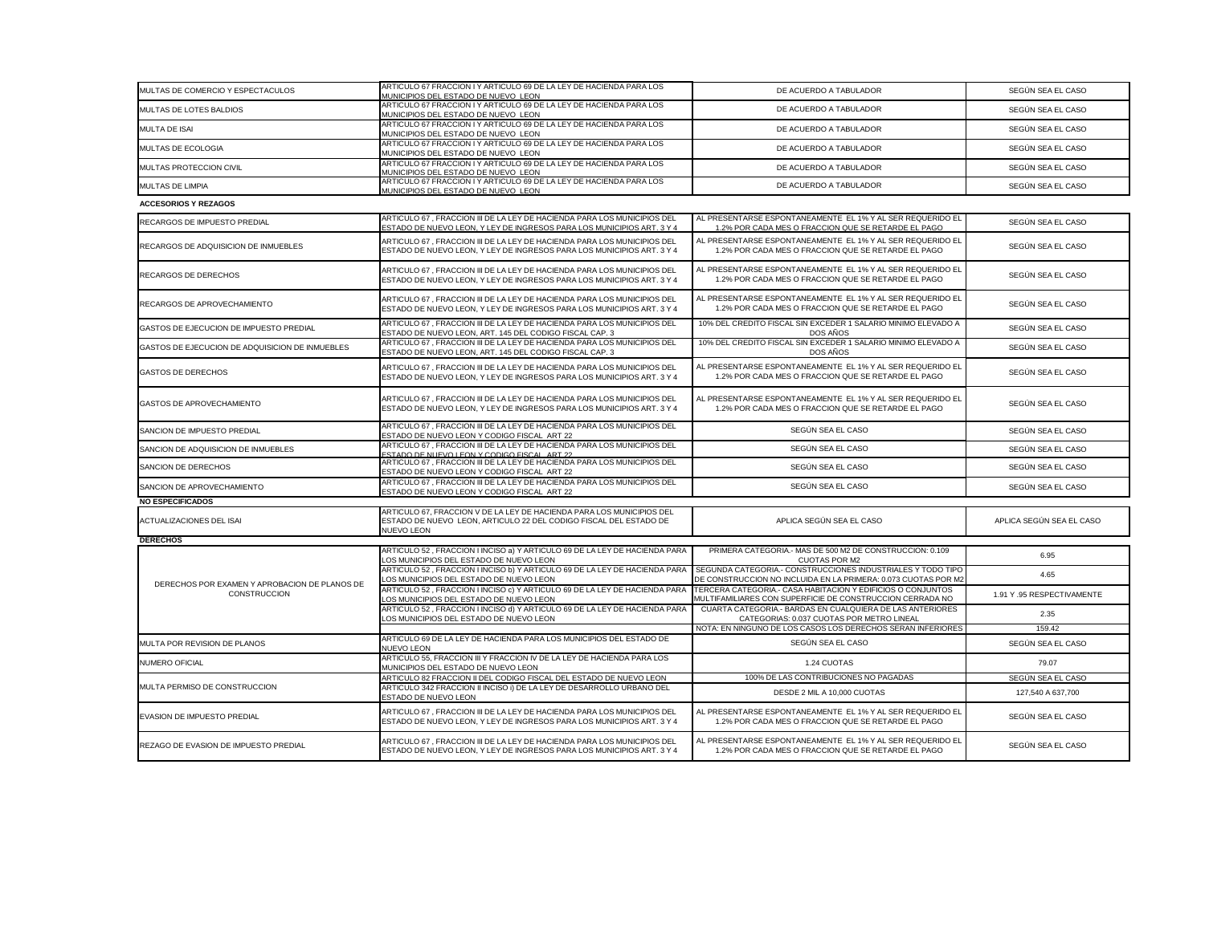| | | | |
|---|---|---|---|
| MULTAS DE COMERCIO Y ESPECTACULOS | ARTICULO 67 FRACCION I Y ARTICULO 69 DE LA LEY DE HACIENDA PARA LOS MUNICIPIOS DEL ESTADO DE NUEVO LEON | DE ACUERDO A TABULADOR | SEGÚN SEA EL CASO |
| MULTAS DE LOTES BALDIOS | ARTICULO 67 FRACCION I Y ARTICULO 69 DE LA LEY DE HACIENDA PARA LOS MUNICIPIOS DEL ESTADO DE NUEVO LEON | DE ACUERDO A TABULADOR | SEGÚN SEA EL CASO |
| MULTA DE ISAI | ARTICULO 67 FRACCION I Y ARTICULO 69 DE LA LEY DE HACIENDA PARA LOS MUNICIPIOS DEL ESTADO DE NUEVO LEON | DE ACUERDO A TABULADOR | SEGÚN SEA EL CASO |
| MULTAS DE ECOLOGIA | ARTICULO 67 FRACCION I Y ARTICULO 69 DE LA LEY DE HACIENDA PARA LOS MUNICIPIOS DEL ESTADO DE NUEVO LEON | DE ACUERDO A TABULADOR | SEGÚN SEA EL CASO |
| MULTAS PROTECCION CIVIL | ARTICULO 67 FRACCION I Y ARTICULO 69 DE LA LEY DE HACIENDA PARA LOS MUNICIPIOS DEL ESTADO DE NUEVO LEON | DE ACUERDO A TABULADOR | SEGÚN SEA EL CASO |
| MULTAS DE LIMPIA | ARTICULO 67 FRACCION I Y ARTICULO 69 DE LA LEY DE HACIENDA PARA LOS MUNICIPIOS DEL ESTADO DE NUEVO LEON | DE ACUERDO A TABULADOR | SEGÚN SEA EL CASO |
| **ACCESORIOS Y REZAGOS** | | | |
| RECARGOS DE IMPUESTO PREDIAL | ARTICULO 67 , FRACCION III DE LA LEY DE HACIENDA PARA LOS MUNICIPIOS DEL ESTADO DE NUEVO LEON, Y LEY DE INGRESOS PARA LOS MUNICIPIOS ART. 3 Y 4 | AL PRESENTARSE ESPONTANEAMENTE EL 1% Y AL SER REQUERIDO EL 1.2% POR CADA MES O FRACCION QUE SE RETARDE EL PAGO | SEGÚN SEA EL CASO |
| RECARGOS DE ADQUISICION DE INMUEBLES | ARTICULO 67 , FRACCION III DE LA LEY DE HACIENDA PARA LOS MUNICIPIOS DEL ESTADO DE NUEVO LEON, Y LEY DE INGRESOS PARA LOS MUNICIPIOS ART. 3 Y 4 | AL PRESENTARSE ESPONTANEAMENTE EL 1% Y AL SER REQUERIDO EL 1.2% POR CADA MES O FRACCION QUE SE RETARDE EL PAGO | SEGÚN SEA EL CASO |
| RECARGOS DE DERECHOS | ARTICULO 67 , FRACCION III DE LA LEY DE HACIENDA PARA LOS MUNICIPIOS DEL ESTADO DE NUEVO LEON, Y LEY DE INGRESOS PARA LOS MUNICIPIOS ART. 3 Y 4 | AL PRESENTARSE ESPONTANEAMENTE EL 1% Y AL SER REQUERIDO EL 1.2% POR CADA MES O FRACCION QUE SE RETARDE EL PAGO | SEGÚN SEA EL CASO |
| RECARGOS DE APROVECHAMIENTO | ARTICULO 67 , FRACCION III DE LA LEY DE HACIENDA PARA LOS MUNICIPIOS DEL ESTADO DE NUEVO LEON, Y LEY DE INGRESOS PARA LOS MUNICIPIOS ART. 3 Y 4 | AL PRESENTARSE ESPONTANEAMENTE EL 1% Y AL SER REQUERIDO EL 1.2% POR CADA MES O FRACCION QUE SE RETARDE EL PAGO | SEGÚN SEA EL CASO |
| GASTOS DE EJECUCION DE IMPUESTO PREDIAL | ARTICULO 67 , FRACCION III DE LA LEY DE HACIENDA PARA LOS MUNICIPIOS DEL ESTADO DE NUEVO LEON, ART. 145 DEL CODIGO FISCAL CAP. 3 | 10% DEL CREDITO FISCAL SIN EXCEDER 1 SALARIO MINIMO ELEVADO A DOS AÑOS | SEGÚN SEA EL CASO |
| GASTOS DE EJECUCION DE ADQUISICION DE INMUEBLES | ARTICULO 67 , FRACCION III DE LA LEY DE HACIENDA PARA LOS MUNICIPIOS DEL ESTADO DE NUEVO LEON, ART. 145 DEL CODIGO FISCAL CAP. 3 | 10% DEL CREDITO FISCAL SIN EXCEDER 1 SALARIO MINIMO ELEVADO A DOS AÑOS | SEGÚN SEA EL CASO |
| GASTOS DE DERECHOS | ARTICULO 67 , FRACCION III DE LA LEY DE HACIENDA PARA LOS MUNICIPIOS DEL ESTADO DE NUEVO LEON, Y LEY DE INGRESOS PARA LOS MUNICIPIOS ART. 3 Y 4 | AL PRESENTARSE ESPONTANEAMENTE EL 1% Y AL SER REQUERIDO EL 1.2% POR CADA MES O FRACCION QUE SE RETARDE EL PAGO | SEGÚN SEA EL CASO |
| GASTOS DE APROVECHAMIENTO | ARTICULO 67 , FRACCION III DE LA LEY DE HACIENDA PARA LOS MUNICIPIOS DEL ESTADO DE NUEVO LEON, Y LEY DE INGRESOS PARA LOS MUNICIPIOS ART. 3 Y 4 | AL PRESENTARSE ESPONTANEAMENTE EL 1% Y AL SER REQUERIDO EL 1.2% POR CADA MES O FRACCION QUE SE RETARDE EL PAGO | SEGÚN SEA EL CASO |
| SANCION DE IMPUESTO PREDIAL | ARTICULO 67 , FRACCION III DE LA LEY DE HACIENDA PARA LOS MUNICIPIOS DEL ESTADO DE NUEVO LEON Y CODIGO FISCAL ART 22 | SEGÚN SEA EL CASO | SEGÚN SEA EL CASO |
| SANCION DE ADQUISICION DE INMUEBLES | ARTICULO 67 , FRACCION III DE LA LEY DE HACIENDA PARA LOS MUNICIPIOS DEL ESTADO DE NUEVO LEON Y CODIGO FISCAL ART 22 | SEGÚN SEA EL CASO | SEGÚN SEA EL CASO |
| SANCION DE DERECHOS | ARTICULO 67 , FRACCION III DE LA LEY DE HACIENDA PARA LOS MUNICIPIOS DEL ESTADO DE NUEVO LEON Y CODIGO FISCAL ART 22 | SEGÚN SEA EL CASO | SEGÚN SEA EL CASO |
| SANCION DE APROVECHAMIENTO | ARTICULO 67 , FRACCION III DE LA LEY DE HACIENDA PARA LOS MUNICIPIOS DEL ESTADO DE NUEVO LEON Y CODIGO FISCAL ART 22 | SEGÚN SEA EL CASO | SEGÚN SEA EL CASO |
| **NO ESPECIFICADOS** | | | |
| ACTUALIZACIONES DEL ISAI | ARTICULO 67, FRACCION V DE LA LEY DE HACIENDA PARA LOS MUNICIPIOS DEL ESTADO DE NUEVO LEON, ARTICULO 22 DEL CODIGO FISCAL DEL ESTADO DE NUEVO LEON | APLICA SEGÚN SEA EL CASO | APLICA SEGÚN SEA EL CASO |
| **DERECHOS** | | | |
| DERECHOS POR EXAMEN Y APROBACION DE PLANOS DE CONSTRUCCION | ARTICULO 52 , FRACCION I INCISO a) Y ARTICULO 69 DE LA LEY DE HACIENDA PARA LOS MUNICIPIOS DEL ESTADO DE NUEVO LEON | PRIMERA CATEGORIA.- MAS DE 500 M2 DE CONSTRUCCION: 0.109 CUOTAS POR M2 | 6.95 |
| | ARTICULO 52 , FRACCION I INCISO b) Y ARTICULO 69 DE LA LEY DE HACIENDA PARA LOS MUNICIPIOS DEL ESTADO DE NUEVO LEON | SEGUNDA CATEGORIA.- CONSTRUCCIONES INDUSTRIALES Y TODO TIPO DE CONSTRUCCION NO INCLUIDA EN LA PRIMERA: 0.073 CUOTAS POR M2 | 4.65 |
| | ARTICULO 52 , FRACCION I INCISO c) Y ARTICULO 69 DE LA LEY DE HACIENDA PARA LOS MUNICIPIOS DEL ESTADO DE NUEVO LEON | TERCERA CATEGORIA.- CASA HABITACION Y EDIFICIOS O CONJUNTOS MULTIFAMILIARES CON SUPERFICIE DE CONSTRUCCION CERRADA NO | 1.91 Y .95 RESPECTIVAMENTE |
| | ARTICULO 52 , FRACCION I INCISO d) Y ARTICULO 69 DE LA LEY DE HACIENDA PARA LOS MUNICIPIOS DEL ESTADO DE NUEVO LEON | CUARTA CATEGORIA.- BARDAS EN CUALQUIERA DE LAS ANTERIORES CATEGORIAS: 0.037 CUOTAS POR METRO LINEAL | 2.35 |
| | | NOTA: EN NINGUNO DE LOS CASOS LOS DERECHOS SERAN INFERIORES | 159.42 |
| MULTA POR REVISION DE PLANOS | ARTICULO 69 DE LA LEY DE HACIENDA PARA LOS MUNICIPIOS DEL ESTADO DE NUEVO LEON | SEGÚN SEA EL CASO | SEGÚN SEA EL CASO |
| NUMERO OFICIAL | ARTICULO 55, FRACCION III Y FRACCION IV DE LA LEY DE HACIENDA PARA LOS MUNICIPIOS DEL ESTADO DE NUEVO LEON | 1.24 CUOTAS | 79.07 |
| MULTA PERMISO DE CONSTRUCCION | ARTICULO 82 FRACCION II DEL CODIGO FISCAL DEL ESTADO DE NUEVO LEON | 100% DE LAS CONTRIBUCIONES NO PAGADAS | SEGÚN SEA EL CASO |
| | ARTICULO 342 FRACCION II INCISO i) DE LA LEY DE DESARROLLO URBANO DEL ESTADO DE NUEVO LEON | DESDE 2 MIL A 10,000 CUOTAS | 127,540 A 637,700 |
| EVASION DE IMPUESTO PREDIAL | ARTICULO 67 , FRACCION III DE LA LEY DE HACIENDA PARA LOS MUNICIPIOS DEL ESTADO DE NUEVO LEON, Y LEY DE INGRESOS PARA LOS MUNICIPIOS ART. 3 Y 4 | AL PRESENTARSE ESPONTANEAMENTE EL 1% Y AL SER REQUERIDO EL 1.2% POR CADA MES O FRACCION QUE SE RETARDE EL PAGO | SEGÚN SEA EL CASO |
| REZAGO DE EVASION DE IMPUESTO PREDIAL | ARTICULO 67 , FRACCION III DE LA LEY DE HACIENDA PARA LOS MUNICIPIOS DEL ESTADO DE NUEVO LEON, Y LEY DE INGRESOS PARA LOS MUNICIPIOS ART. 3 Y 4 | AL PRESENTARSE ESPONTANEAMENTE EL 1% Y AL SER REQUERIDO EL 1.2% POR CADA MES O FRACCION QUE SE RETARDE EL PAGO | SEGÚN SEA EL CASO |